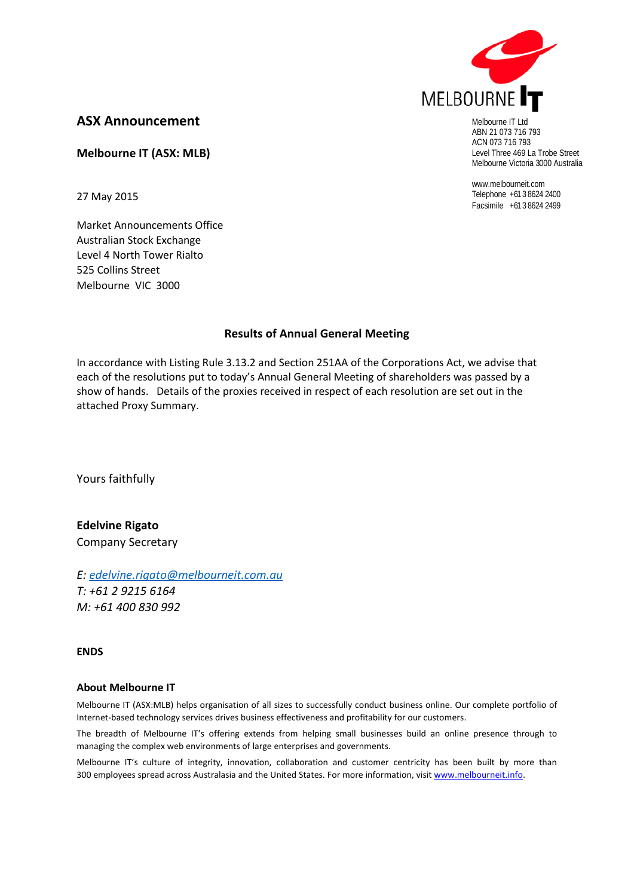MELBOURNE IT

Melbourne IT Ltd
ABN 21 073 716 793
ACN 073 716 793
Level Three 469 La Trobe Street
Melbourne Victoria 3000 Australia

www.melbourneit.com
Telephone +61 3 8624 2400
Facsimile +61 3 8624 2499

## ASX Announcement

**Melbourne IT (ASX: MLB)**

27 May 2015

Market Announcements Office
Australian Stock Exchange
Level 4 North Tower Rialto
525 Collins Street
Melbourne VIC 3000

**Results of Annual General Meeting**

In accordance with Listing Rule 3.13.2 and Section 251AA of the Corporations Act, we advise that each of the resolutions put to today's Annual General Meeting of shareholders was passed by a show of hands. Details of the proxies received in respect of each resolution are set out in the attached Proxy Summary.

Yours faithfully

**Edelvine Rigato**
Company Secretary

*E: edelvine.rigato@melbourneit.com.au*
*T: +61 2 9215 6164*
*M: +61 400 830 992*

**ENDS**

**About Melbourne IT**

Melbourne IT (ASX:MLB) helps organisation of all sizes to successfully conduct business online. Our complete portfolio of Internet-based technology services drives business effectiveness and profitability for our customers.

The breadth of Melbourne IT's offering extends from helping small businesses build an online presence through to managing the complex web environments of large enterprises and governments.

Melbourne IT's culture of integrity, innovation, collaboration and customer centricity has been built by more than 300 employees spread across Australasia and the United States. For more information, visit www.melbourneit.info.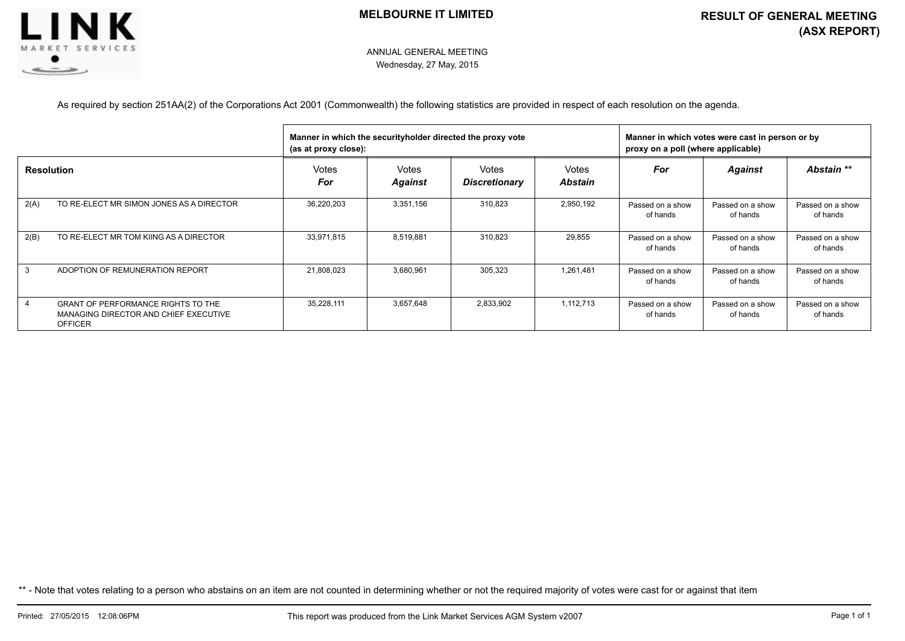**MELBOURNE IT LIMITED**

# RESULT OF GENERAL MEETING (ASX REPORT)

ANNUAL GENERAL MEETING
Wednesday, 27 May, 2015

As required by section 251AA(2) of the Corporations Act 2001 (Commonwealth) the following statistics are provided in respect of each resolution on the agenda.

| | | Manner in which the securityholder directed the proxy vote (as at proxy close): | | | | Manner in which votes were cast in person or by proxy on a poll (where applicable) | | |
|---|---|---|---|---|---|---|---|---|
| **Resolution** | | Votes ***For*** | Votes ***Against*** | Votes ***Discretionary*** | Votes ***Abstain*** | ***For*** | ***Against*** | ***Abstain \*\**** |
| 2(A) | TO RE-ELECT MR SIMON JONES AS A DIRECTOR | 36,220,203 | 3,351,156 | 310,823 | 2,950,192 | Passed on a show of hands | Passed on a show of hands | Passed on a show of hands |
| 2(B) | TO RE-ELECT MR TOM KIING AS A DIRECTOR | 33,971,815 | 8,519,881 | 310,823 | 29,855 | Passed on a show of hands | Passed on a show of hands | Passed on a show of hands |
| 3 | ADOPTION OF REMUNERATION REPORT | 21,808,023 | 3,680,961 | 305,323 | 1,261,481 | Passed on a show of hands | Passed on a show of hands | Passed on a show of hands |
| 4 | GRANT OF PERFORMANCE RIGHTS TO THE MANAGING DIRECTOR AND CHIEF EXECUTIVE OFFICER | 35,228,111 | 3,657,648 | 2,833,902 | 1,112,713 | Passed on a show of hands | Passed on a show of hands | Passed on a show of hands |

** - Note that votes relating to a person who abstains on an item are not counted in determining whether or not the required majority of votes were cast for or against that item

Printed: 27/05/2015 12:08:06PM

This report was produced from the Link Market Services AGM System v2007